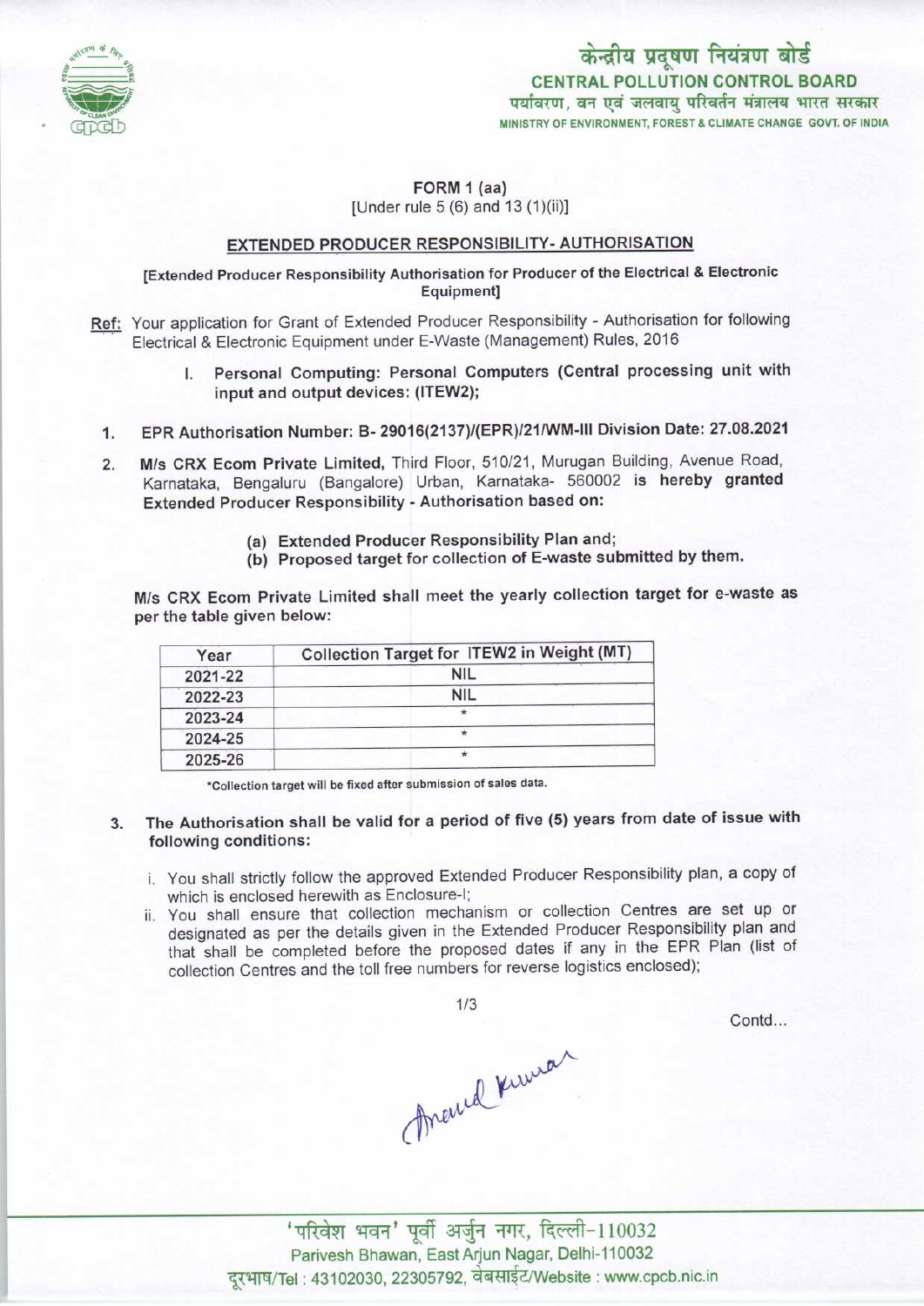केन्द्रीय प्रदूषण नियंत्रण बोर्ड
CENTRAL POLLUTION CONTROL BOARD
पर्यावरण, वन एवं जलवायु परिवर्तन मंत्रालय भारत सरकार
MINISTRY OF ENVIRONMENT, FOREST & CLIMATE CHANGE GOVT. OF INDIA

## FORM 1 (aa)
[Under rule 5 (6) and 13 (1)(ii)]

## EXTENDED PRODUCER RESPONSIBILITY- AUTHORISATION

[Extended Producer Responsibility Authorisation for Producer of the Electrical & Electronic Equipment]

Ref: Your application for Grant of Extended Producer Responsibility - Authorisation for following Electrical & Electronic Equipment under E-Waste (Management) Rules, 2016

I. **Personal Computing: Personal Computers (Central processing unit with input and output devices: (ITEW2);**

1. **EPR Authorisation Number: B- 29016(2137)/(EPR)/21/WM-III Division Date: 27.08.2021**
2. **M/s CRX Ecom Private Limited,** Third Floor, 510/21, Murugan Building, Avenue Road, Karnataka, Bengaluru (Bangalore) Urban, Karnataka- 560002 **is hereby granted Extended Producer Responsibility - Authorisation based on:**
   - (a) **Extended Producer Responsibility Plan and;**
   - (b) **Proposed target for collection of E-waste submitted by them.**

   **M/s CRX Ecom Private Limited shall meet the yearly collection target for e-waste as per the table given below:**

| Year | Collection Target for ITEW2 in Weight (MT) |
|---|---|
| 2021-22 | NIL |
| 2022-23 | NIL |
| 2023-24 | * |
| 2024-25 | * |
| 2025-26 | * |

*Collection target will be fixed after submission of sales data.

3. **The Authorisation shall be valid for a period of five (5) years from date of issue with following conditions:**
   - i. You shall strictly follow the approved Extended Producer Responsibility plan, a copy of which is enclosed herewith as Enclosure-I;
   - ii. You shall ensure that collection mechanism or collection Centres are set up or designated as per the details given in the Extended Producer Responsibility plan and that shall be completed before the proposed dates if any in the EPR Plan (list of collection Centres and the toll free numbers for reverse logistics enclosed);

Contd...

'परिवेश भवन' पूर्वी अर्जुन नगर, दिल्ली-110032
Parivesh Bhawan, East Arjun Nagar, Delhi-110032
दूरभाष/Tel : 43102030, 22305792, वेबसाईट/Website : www.cpcb.nic.in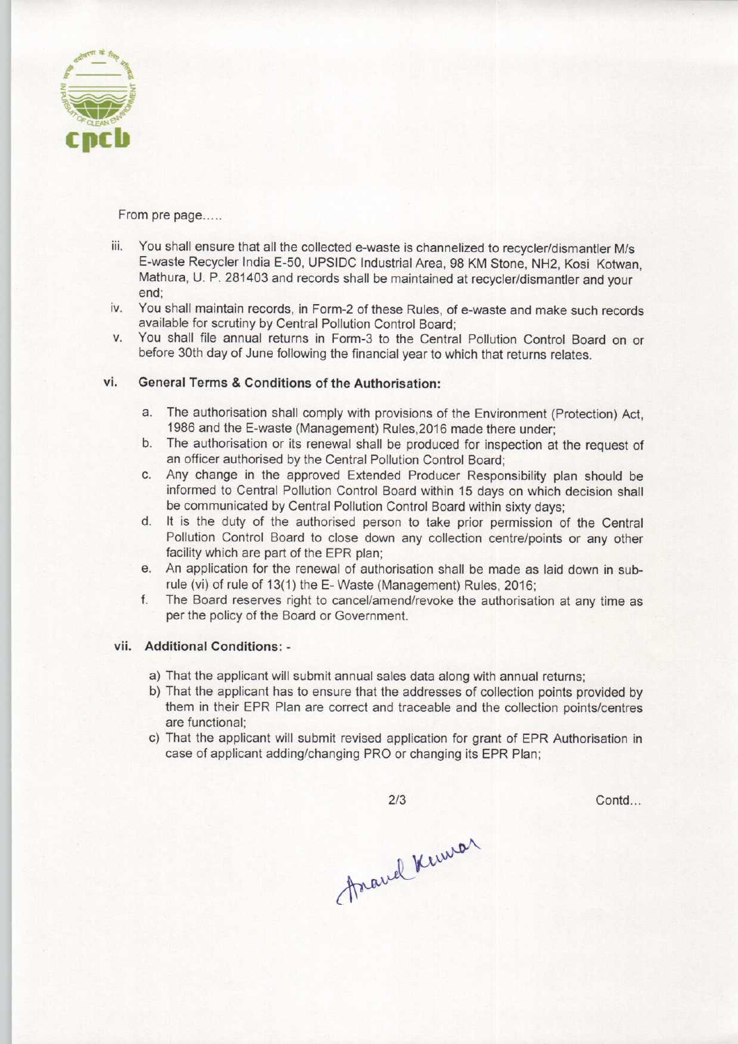From pre page.....

iii. You shall ensure that all the collected e-waste is channelized to recycler/dismantler M/s E-waste Recycler India E-50, UPSIDC Industrial Area, 98 KM Stone, NH2, Kosi Kotwan, Mathura, U. P. 281403 and records shall be maintained at recycler/dismantler and your end;

iv. You shall maintain records, in Form-2 of these Rules, of e-waste and make such records available for scrutiny by Central Pollution Control Board;

v. You shall file annual returns in Form-3 to the Central Pollution Control Board on or before 30th day of June following the financial year to which that returns relates.

vi. **General Terms & Conditions of the Authorisation:**

a. The authorisation shall comply with provisions of the Environment (Protection) Act, 1986 and the E-waste (Management) Rules,2016 made there under;

b. The authorisation or its renewal shall be produced for inspection at the request of an officer authorised by the Central Pollution Control Board;

c. Any change in the approved Extended Producer Responsibility plan should be informed to Central Pollution Control Board within 15 days on which decision shall be communicated by Central Pollution Control Board within sixty days;

d. It is the duty of the authorised person to take prior permission of the Central Pollution Control Board to close down any collection centre/points or any other facility which are part of the EPR plan;

e. An application for the renewal of authorisation shall be made as laid down in sub-rule (vi) of rule of 13(1) the E- Waste (Management) Rules, 2016;

f. The Board reserves right to cancel/amend/revoke the authorisation at any time as per the policy of the Board or Government.

vii. **Additional Conditions: -**

a) That the applicant will submit annual sales data along with annual returns;

b) That the applicant has to ensure that the addresses of collection points provided by them in their EPR Plan are correct and traceable and the collection points/centres are functional;

c) That the applicant will submit revised application for grant of EPR Authorisation in case of applicant adding/changing PRO or changing its EPR Plan;

Contd...

Anand Kumar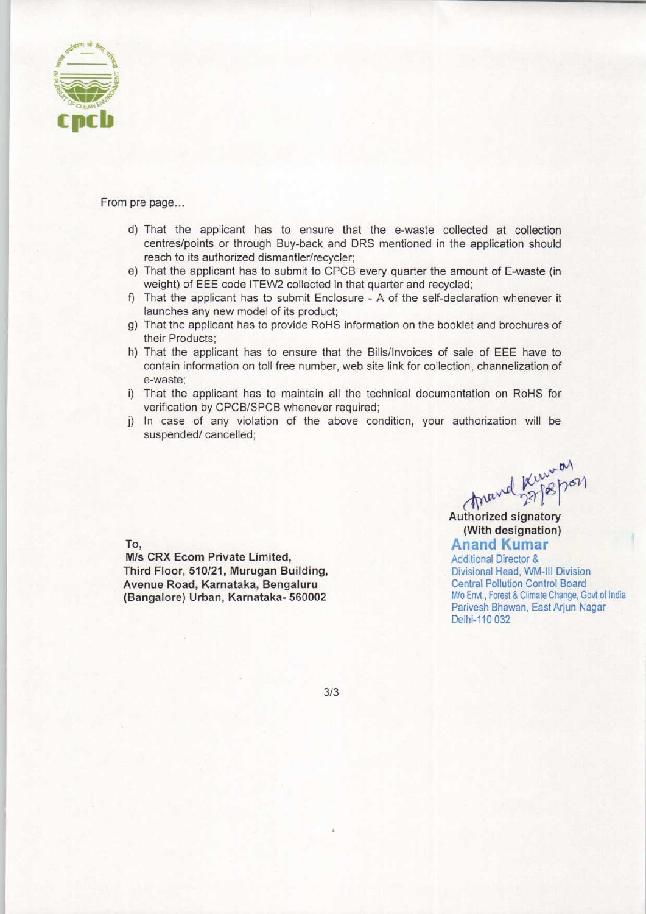From pre page...

d) That the applicant has to ensure that the e-waste collected at collection centres/points or through Buy-back and DRS mentioned in the application should reach to its authorized dismantler/recycler;

e) That the applicant has to submit to CPCB every quarter the amount of E-waste (in weight) of EEE code ITEW2 collected in that quarter and recycled;

f) That the applicant has to submit Enclosure - A of the self-declaration whenever it launches any new model of its product;

g) That the applicant has to provide RoHS information on the booklet and brochures of their Products;

h) That the applicant has to ensure that the Bills/Invoices of sale of EEE have to contain information on toll free number, web site link for collection, channelization of e-waste;

i) That the applicant has to maintain all the technical documentation on RoHS for verification by CPCB/SPCB whenever required;

j) In case of any violation of the above condition, your authorization will be suspended/ cancelled;

Anand Kumar 27/8/2021

**Authorized signatory**
**(With designation)**

**Anand Kumar**
Additional Director &
Divisional Head, WM-III Division
Central Pollution Control Board
M/o Envt., Forest & Climate Change, Govt.of India
Parivesh Bhawan, East Arjun Nagar
Delhi-110 032

**To,**
**M/s CRX Ecom Private Limited,**
**Third Floor, 510/21, Murugan Building,**
**Avenue Road, Karnataka, Bengaluru**
**(Bangalore) Urban, Karnataka- 560002**